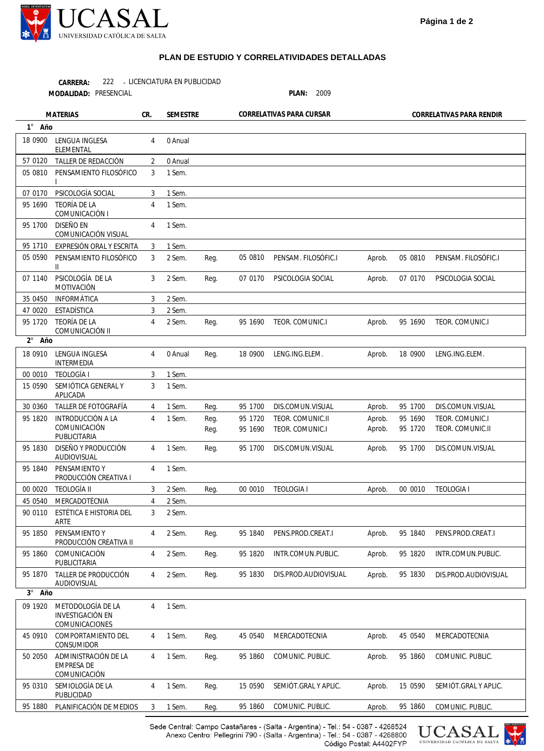UCASAL
UNIVERSIDAD CATÓLICA DE SALTA

## PLAN DE ESTUDIO Y CORRELATIVIDADES DETALLADAS

**CARRERA:** 222 - LICENCIATURA EN PUBLICIDAD
**MODALIDAD:** PRESENCIAL **PLAN:** 2009

| MATERIAS | | CR. | SEMESTRE | CORRELATIVAS PARA CURSAR | | | CORRELATIVAS PARA RENDIR | | |
|---|---|---|---|---|---|---|---|---|---|
| **1° Año** | | | | | | | | | |
| 18 0900 | LENGUA INGLESA ELEMENTAL | 4 | 0 Anual | | | | | | |
| 57 0120 | TALLER DE REDACCIÓN | 2 | 0 Anual | | | | | | |
| 05 0810 | PENSAMIENTO FILOSÓFICO I | 3 | 1 Sem. | | | | | | |
| 07 0170 | PSICOLOGÍA SOCIAL | 3 | 1 Sem. | | | | | | |
| 95 1690 | TEORÍA DE LA COMUNICACIÓN I | 4 | 1 Sem. | | | | | | |
| 95 1700 | DISEÑO EN COMUNICACIÓN VISUAL | 4 | 1 Sem. | | | | | | |
| 95 1710 | EXPRESIÓN ORAL Y ESCRITA | 3 | 1 Sem. | | | | | | |
| 05 0590 | PENSAMIENTO FILOSÓFICO II | 3 | 2 Sem. | Reg. | 05 0810 | PENSAM. FILOSÓFIC.I | Aprob. | 05 0810 | PENSAM. FILOSÓFIC.I |
| 07 1140 | PSICOLOGÍA DE LA MOTIVACIÓN | 3 | 2 Sem. | Reg. | 07 0170 | PSICOLOGIA SOCIAL | Aprob. | 07 0170 | PSICOLOGIA SOCIAL |
| 35 0450 | INFORMÁTICA | 3 | 2 Sem. | | | | | | |
| 47 0020 | ESTADÍSTICA | 3 | 2 Sem. | | | | | | |
| 95 1720 | TEORÍA DE LA COMUNICACIÓN II | 4 | 2 Sem. | Reg. | 95 1690 | TEOR. COMUNIC.I | Aprob. | 95 1690 | TEOR. COMUNIC.I |
| **2° Año** | | | | | | | | | |
| 18 0910 | LENGUA INGLESA INTERMEDIA | 4 | 0 Anual | Reg. | 18 0900 | LENG.ING.ELEM. | Aprob. | 18 0900 | LENG.ING.ELEM. |
| 00 0010 | TEOLOGÍA I | 3 | 1 Sem. | | | | | | |
| 15 0590 | SEMIÓTICA GENERAL Y APLICADA | 3 | 1 Sem. | | | | | | |
| 30 0360 | TALLER DE FOTOGRAFÍA | 4 | 1 Sem. | Reg. | 95 1700 | DIS.COMUN.VISUAL | Aprob. | 95 1700 | DIS.COMUN.VISUAL |
| 95 1820 | INTRODUCCIÓN A LA COMUNICACIÓN PUBLICITARIA | 4 | 1 Sem. | Reg. | 95 1720 | TEOR. COMUNIC.II | Aprob. | 95 1690 | TEOR. COMUNIC.I |
| | | | | Reg. | 95 1690 | TEOR. COMUNIC.I | Aprob. | 95 1720 | TEOR. COMUNIC.II |
| 95 1830 | DISEÑO Y PRODUCCIÓN AUDIOVISUAL | 4 | 1 Sem. | Reg. | 95 1700 | DIS.COMUN.VISUAL | Aprob. | 95 1700 | DIS.COMUN.VISUAL |
| 95 1840 | PENSAMIENTO Y PRODUCCIÓN CREATIVA I | 4 | 1 Sem. | | | | | | |
| 00 0020 | TEOLOGÍA II | 3 | 2 Sem. | Reg. | 00 0010 | TEOLOGIA I | Aprob. | 00 0010 | TEOLOGIA I |
| 45 0540 | MERCADOTÉCNIA | 4 | 2 Sem. | | | | | | |
| 90 0110 | ESTÉTICA E HISTORIA DEL ARTE | 3 | 2 Sem. | | | | | | |
| 95 1850 | PENSAMIENTO Y PRODUCCIÓN CREATIVA II | 4 | 2 Sem. | Reg. | 95 1840 | PENS.PROD.CREAT.I | Aprob. | 95 1840 | PENS.PROD.CREAT.I |
| 95 1860 | COMUNICACIÓN PUBLICITARIA | 4 | 2 Sem. | Reg. | 95 1820 | INTR.COMUN.PUBLIC. | Aprob. | 95 1820 | INTR.COMUN.PUBLIC. |
| 95 1870 | TALLER DE PRODUCCIÓN AUDIOVISUAL | 4 | 2 Sem. | Reg. | 95 1830 | DIS.PROD.AUDIOVISUAL | Aprob. | 95 1830 | DIS.PROD.AUDIOVISUAL |
| **3° Año** | | | | | | | | | |
| 09 1920 | METODOLOGÍA DE LA INVESTIGACIÓN EN COMUNICACIONES | 4 | 1 Sem. | | | | | | |
| 45 0910 | COMPORTAMIENTO DEL CONSUMIDOR | 4 | 1 Sem. | Reg. | 45 0540 | MERCADOTECNIA | Aprob. | 45 0540 | MERCADOTECNIA |
| 50 2050 | ADMINISTRACIÓN DE LA EMPRESA DE COMUNICACIÓN | 4 | 1 Sem. | Reg. | 95 1860 | COMUNIC. PUBLIC. | Aprob. | 95 1860 | COMUNIC. PUBLIC. |
| 95 0310 | SEMIOLOGÍA DE LA PUBLICIDAD | 4 | 1 Sem. | Reg. | 15 0590 | SEMIÓT.GRAL Y APLIC. | Aprob. | 15 0590 | SEMIÓT.GRAL Y APLIC. |
| 95 1880 | PLANIFICACIÓN DE MEDIOS | 3 | 1 Sem. | Reg. | 95 1860 | COMUNIC. PUBLIC. | Aprob. | 95 1860 | COMUNIC. PUBLIC. |

Sede Central: Campo Castañares - (Salta - Argentina) - Tel.: 54 - 0387 - 4268524
Anexo Centro: Pellegrini 790 - (Salta - Argentina) - Tel.: 54 - 0387 - 4268800
Código Postal: A4402FYP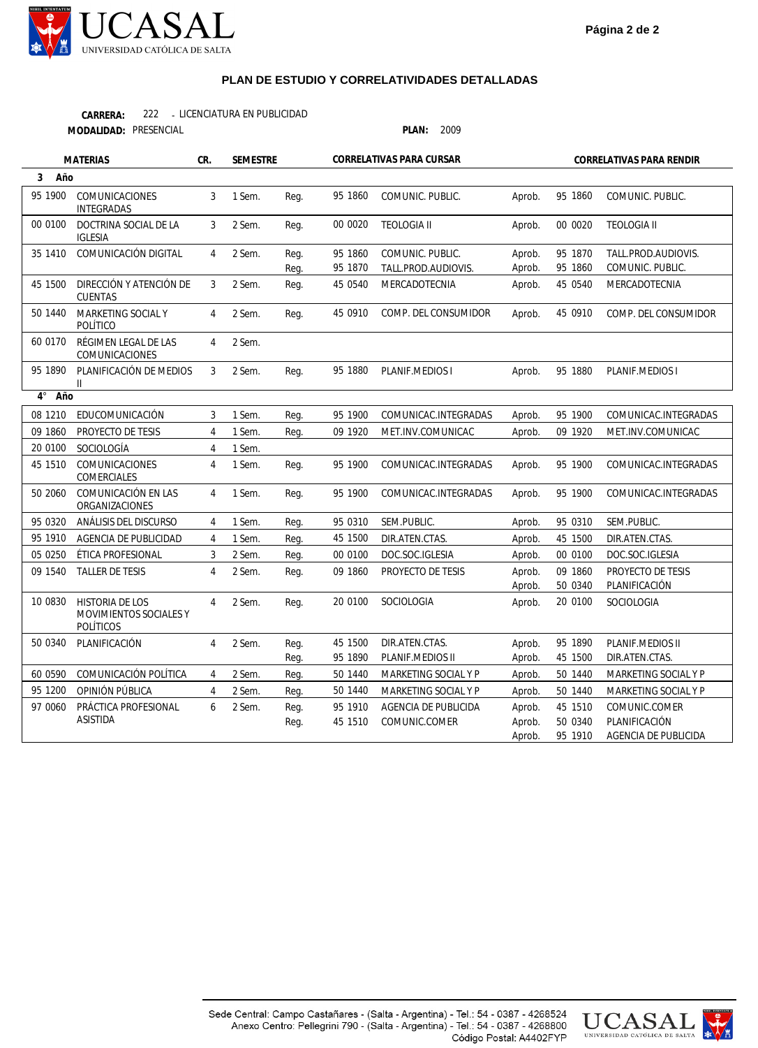## PLAN DE ESTUDIO Y CORRELATIVIDADES DETALLADAS

**CARRERA:** 222 - LICENCIATURA EN PUBLICIDAD

**MODALIDAD:** PRESENCIAL **PLAN:** 2009

| MATERIAS | | CR. | SEMESTRE | CORRELATIVAS PARA CURSAR | | | CORRELATIVAS PARA RENDIR | | |
|---|---|---|---|---|---|---|---|---|---|
| **3 Año** | | | | | | | | | |
| 95 1900 | COMUNICACIONES INTEGRADAS | 3 | 1 Sem. | Reg. | 95 1860 | COMUNIC. PUBLIC. | Aprob. | 95 1860 | COMUNIC. PUBLIC. |
| 00 0100 | DOCTRINA SOCIAL DE LA IGLESIA | 3 | 2 Sem. | Reg. | 00 0020 | TEOLOGIA II | Aprob. | 00 0020 | TEOLOGIA II |
| 35 1410 | COMUNICACIÓN DIGITAL | 4 | 2 Sem. | Reg. | 95 1860 | COMUNIC. PUBLIC. | Aprob. | 95 1870 | TALL.PROD.AUDIOVIS. |
| | | | | Reg. | 95 1870 | TALL.PROD.AUDIOVIS. | Aprob. | 95 1860 | COMUNIC. PUBLIC. |
| 45 1500 | DIRECCIÓN Y ATENCIÓN DE CUENTAS | 3 | 2 Sem. | Reg. | 45 0540 | MERCADOTECNIA | Aprob. | 45 0540 | MERCADOTECNIA |
| 50 1440 | MARKETING SOCIAL Y POLÍTICO | 4 | 2 Sem. | Reg. | 45 0910 | COMP. DEL CONSUMIDOR | Aprob. | 45 0910 | COMP. DEL CONSUMIDOR |
| 60 0170 | RÉGIMEN LEGAL DE LAS COMUNICACIONES | 4 | 2 Sem. | | | | | | |
| 95 1890 | PLANIFICACIÓN DE MEDIOS II | 3 | 2 Sem. | Reg. | 95 1880 | PLANIF.MEDIOS I | Aprob. | 95 1880 | PLANIF.MEDIOS I |
| **4° Año** | | | | | | | | | |
| 08 1210 | EDUCOMUNICACIÓN | 3 | 1 Sem. | Reg. | 95 1900 | COMUNICAC.INTEGRADAS | Aprob. | 95 1900 | COMUNICAC.INTEGRADAS |
| 09 1860 | PROYECTO DE TESIS | 4 | 1 Sem. | Reg. | 09 1920 | MET.INV.COMUNICAC | Aprob. | 09 1920 | MET.INV.COMUNICAC |
| 20 0100 | SOCIOLOGÍA | 4 | 1 Sem. | | | | | | |
| 45 1510 | COMUNICACIONES COMERCIALES | 4 | 1 Sem. | Reg. | 95 1900 | COMUNICAC.INTEGRADAS | Aprob. | 95 1900 | COMUNICAC.INTEGRADAS |
| 50 2060 | COMUNICACIÓN EN LAS ORGANIZACIONES | 4 | 1 Sem. | Reg. | 95 1900 | COMUNICAC.INTEGRADAS | Aprob. | 95 1900 | COMUNICAC.INTEGRADAS |
| 95 0320 | ANÁLISIS DEL DISCURSO | 4 | 1 Sem. | Reg. | 95 0310 | SEM.PUBLIC. | Aprob. | 95 0310 | SEM.PUBLIC. |
| 95 1910 | AGENCIA DE PUBLICIDAD | 4 | 1 Sem. | Reg. | 45 1500 | DIR.ATEN.CTAS. | Aprob. | 45 1500 | DIR.ATEN.CTAS. |
| 05 0250 | ÉTICA PROFESIONAL | 3 | 2 Sem. | Reg. | 00 0100 | DOC.SOC.IGLESIA | Aprob. | 00 0100 | DOC.SOC.IGLESIA |
| 09 1540 | TALLER DE TESIS | 4 | 2 Sem. | Reg. | 09 1860 | PROYECTO DE TESIS | Aprob. | 09 1860 | PROYECTO DE TESIS |
| | | | | | | | Aprob. | 50 0340 | PLANIFICACIÓN |
| 10 0830 | HISTORIA DE LOS MOVIMIENTOS SOCIALES Y POLÍTICOS | 4 | 2 Sem. | Reg. | 20 0100 | SOCIOLOGIA | Aprob. | 20 0100 | SOCIOLOGIA |
| 50 0340 | PLANIFICACIÓN | 4 | 2 Sem. | Reg. | 45 1500 | DIR.ATEN.CTAS. | Aprob. | 95 1890 | PLANIF.MEDIOS II |
| | | | | Reg. | 95 1890 | PLANIF.MEDIOS II | Aprob. | 45 1500 | DIR.ATEN.CTAS. |
| 60 0590 | COMUNICACIÓN POLÍTICA | 4 | 2 Sem. | Reg. | 50 1440 | MARKETING SOCIAL Y P | Aprob. | 50 1440 | MARKETING SOCIAL Y P |
| 95 1200 | OPINIÓN PÚBLICA | 4 | 2 Sem. | Reg. | 50 1440 | MARKETING SOCIAL Y P | Aprob. | 50 1440 | MARKETING SOCIAL Y P |
| 97 0060 | PRÁCTICA PROFESIONAL ASISTIDA | 6 | 2 Sem. | Reg. | 95 1910 | AGENCIA DE PUBLICIDA | Aprob. | 45 1510 | COMUNIC.COMER |
| | | | | Reg. | 45 1510 | COMUNIC.COMER | Aprob. | 50 0340 | PLANIFICACIÓN |
| | | | | | | | Aprob. | 95 1910 | AGENCIA DE PUBLICIDA |

Sede Central: Campo Castañares - (Salta - Argentina) - Tel.: 54 - 0387 - 4268524
Anexo Centro: Pellegrini 790 - (Salta - Argentina) - Tel.: 54 - 0387 - 4268800
Código Postal: A4402FYP